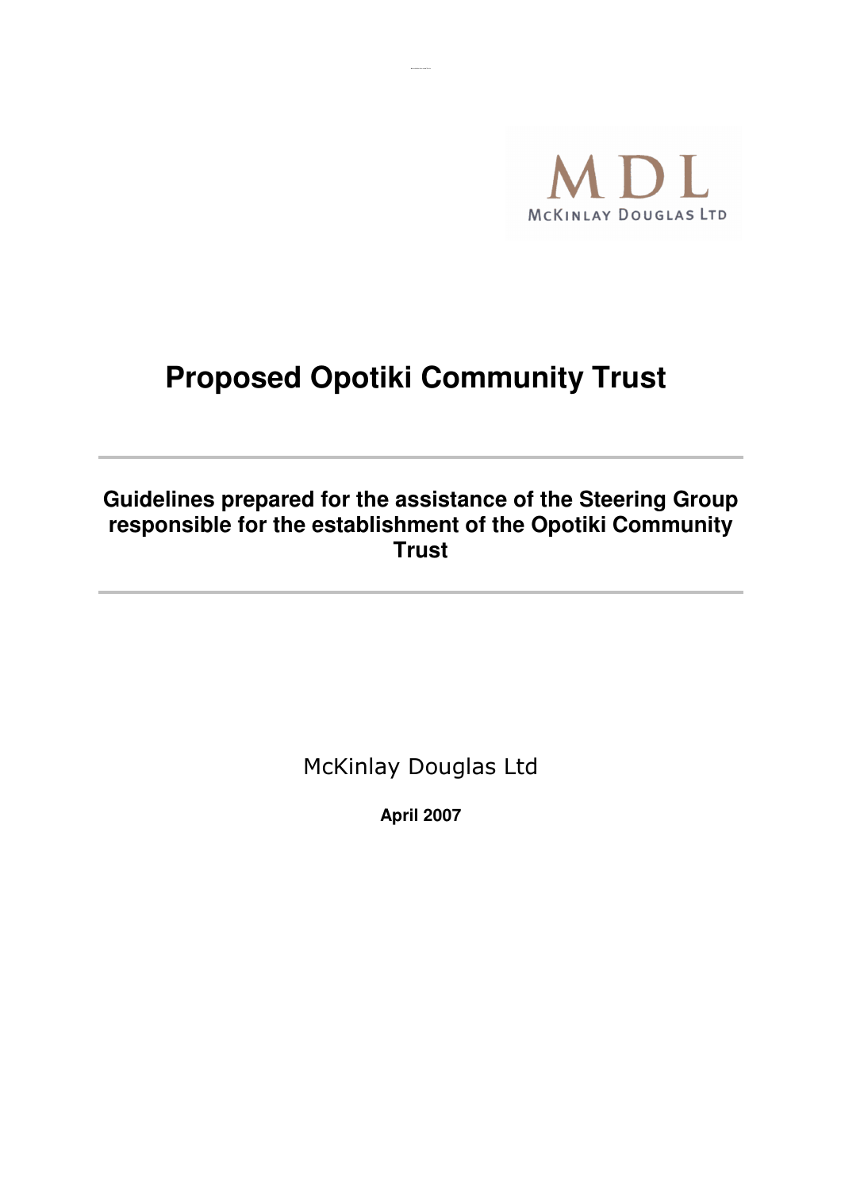MDL

McKINLAY DOUGLAS LTD

# Proposed Opotiki Community Trust

---

**Guidelines prepared for the assistance of the Steering Group responsible for the establishment of the Opotiki Community Trust**

---

McKinlay Douglas Ltd

**April 2007**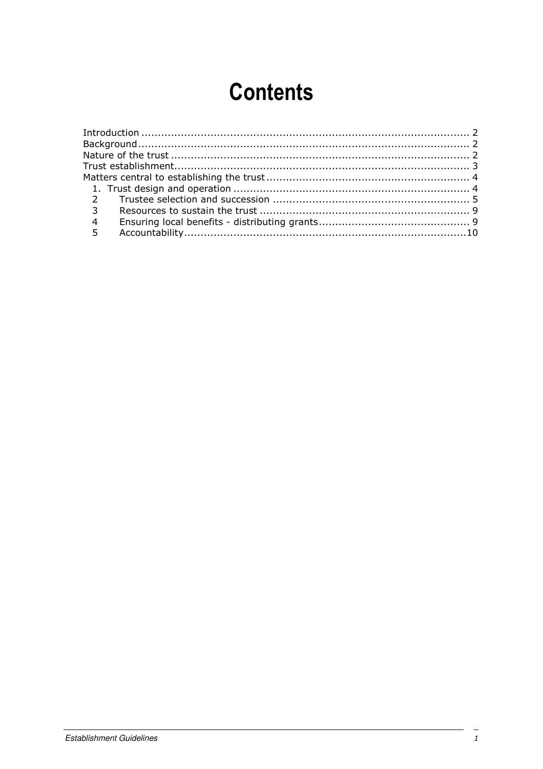# Contents

Introduction .................................................................................................... 2
Background..................................................................................................... 2
Nature of the trust ........................................................................................... 2
Trust establishment.......................................................................................... 3
Matters central to establishing the trust .............................................................. 4
  1. Trust design and operation ........................................................................ 4
  2 Trustee selection and succession ............................................................. 5
  3 Resources to sustain the trust ................................................................ 9
  4 Ensuring local benefits - distributing grants.............................................. 9
  5 Accountability.......................................................................................10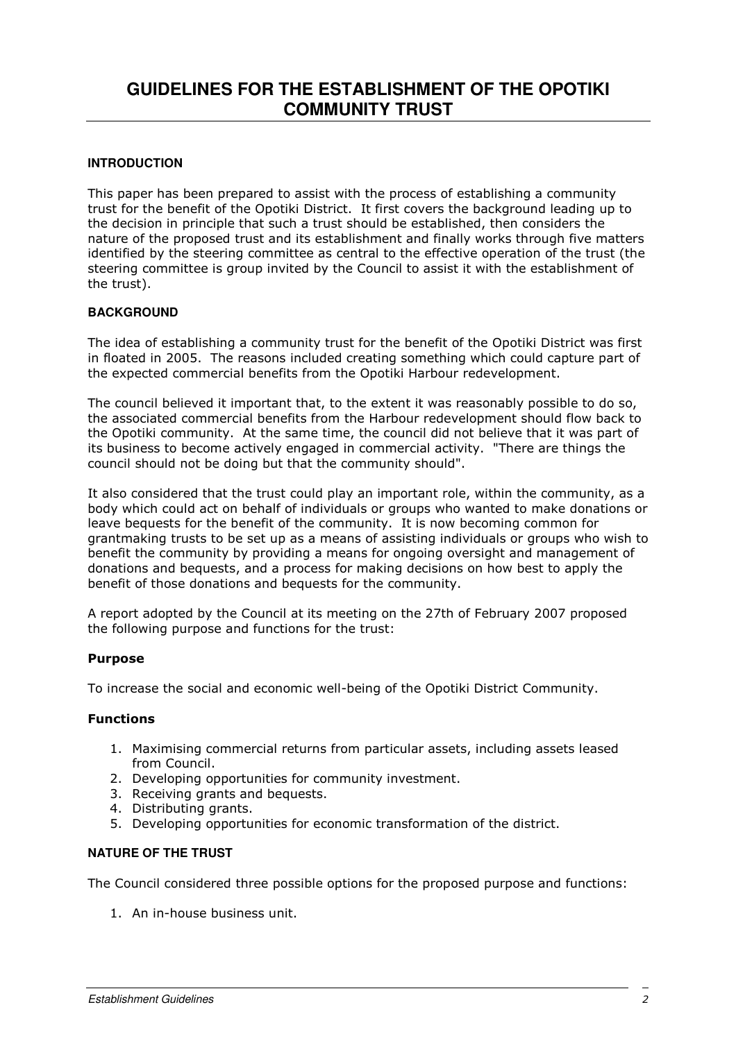# GUIDELINES FOR THE ESTABLISHMENT OF THE OPOTIKI COMMUNITY TRUST

## INTRODUCTION

This paper has been prepared to assist with the process of establishing a community trust for the benefit of the Opotiki District. It first covers the background leading up to the decision in principle that such a trust should be established, then considers the nature of the proposed trust and its establishment and finally works through five matters identified by the steering committee as central to the effective operation of the trust (the steering committee is group invited by the Council to assist it with the establishment of the trust).

## BACKGROUND

The idea of establishing a community trust for the benefit of the Opotiki District was first in floated in 2005. The reasons included creating something which could capture part of the expected commercial benefits from the Opotiki Harbour redevelopment.

The council believed it important that, to the extent it was reasonably possible to do so, the associated commercial benefits from the Harbour redevelopment should flow back to the Opotiki community. At the same time, the council did not believe that it was part of its business to become actively engaged in commercial activity. "There are things the council should not be doing but that the community should".

It also considered that the trust could play an important role, within the community, as a body which could act on behalf of individuals or groups who wanted to make donations or leave bequests for the benefit of the community. It is now becoming common for grantmaking trusts to be set up as a means of assisting individuals or groups who wish to benefit the community by providing a means for ongoing oversight and management of donations and bequests, and a process for making decisions on how best to apply the benefit of those donations and bequests for the community.

A report adopted by the Council at its meeting on the 27th of February 2007 proposed the following purpose and functions for the trust:

### Purpose

To increase the social and economic well-being of the Opotiki District Community.

### Functions

1. Maximising commercial returns from particular assets, including assets leased from Council.
2. Developing opportunities for community investment.
3. Receiving grants and bequests.
4. Distributing grants.
5. Developing opportunities for economic transformation of the district.

## NATURE OF THE TRUST

The Council considered three possible options for the proposed purpose and functions:

1. An in-house business unit.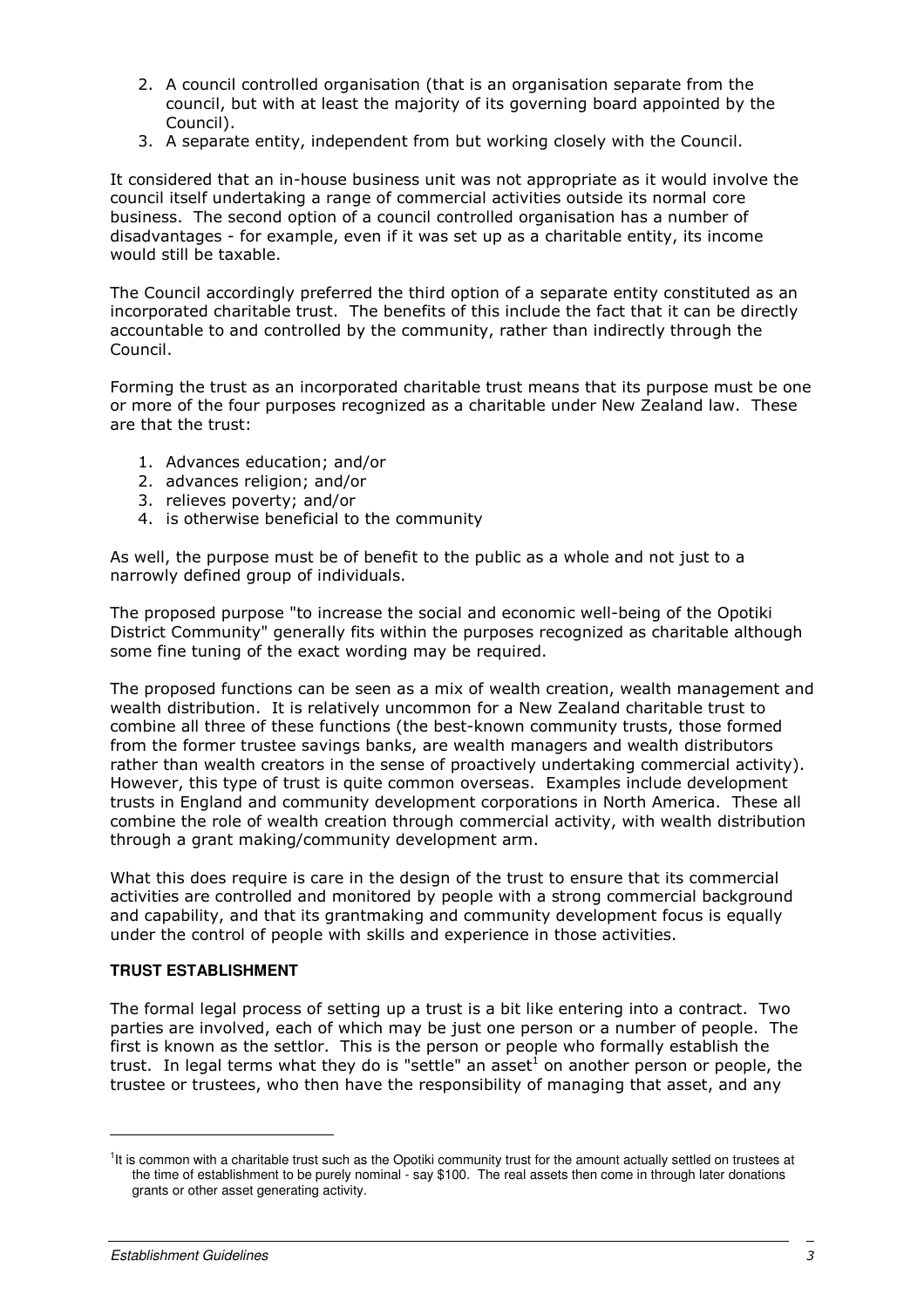2. A council controlled organisation (that is an organisation separate from the council, but with at least the majority of its governing board appointed by the Council).
3. A separate entity, independent from but working closely with the Council.

It considered that an in-house business unit was not appropriate as it would involve the council itself undertaking a range of commercial activities outside its normal core business. The second option of a council controlled organisation has a number of disadvantages - for example, even if it was set up as a charitable entity, its income would still be taxable.

The Council accordingly preferred the third option of a separate entity constituted as an incorporated charitable trust. The benefits of this include the fact that it can be directly accountable to and controlled by the community, rather than indirectly through the Council.

Forming the trust as an incorporated charitable trust means that its purpose must be one or more of the four purposes recognized as a charitable under New Zealand law. These are that the trust:

1. Advances education; and/or
2. advances religion; and/or
3. relieves poverty; and/or
4. is otherwise beneficial to the community

As well, the purpose must be of benefit to the public as a whole and not just to a narrowly defined group of individuals.

The proposed purpose "to increase the social and economic well-being of the Opotiki District Community" generally fits within the purposes recognized as charitable although some fine tuning of the exact wording may be required.

The proposed functions can be seen as a mix of wealth creation, wealth management and wealth distribution. It is relatively uncommon for a New Zealand charitable trust to combine all three of these functions (the best-known community trusts, those formed from the former trustee savings banks, are wealth managers and wealth distributors rather than wealth creators in the sense of proactively undertaking commercial activity). However, this type of trust is quite common overseas. Examples include development trusts in England and community development corporations in North America. These all combine the role of wealth creation through commercial activity, with wealth distribution through a grant making/community development arm.

What this does require is care in the design of the trust to ensure that its commercial activities are controlled and monitored by people with a strong commercial background and capability, and that its grantmaking and community development focus is equally under the control of people with skills and experience in those activities.

**TRUST ESTABLISHMENT**

The formal legal process of setting up a trust is a bit like entering into a contract. Two parties are involved, each of which may be just one person or a number of people. The first is known as the settlor. This is the person or people who formally establish the trust. In legal terms what they do is "settle" an asset[1] on another person or people, the trustee or trustees, who then have the responsibility of managing that asset, and any

[1] It is common with a charitable trust such as the Opotiki community trust for the amount actually settled on trustees at the time of establishment to be purely nominal - say $100. The real assets then come in through later donations grants or other asset generating activity.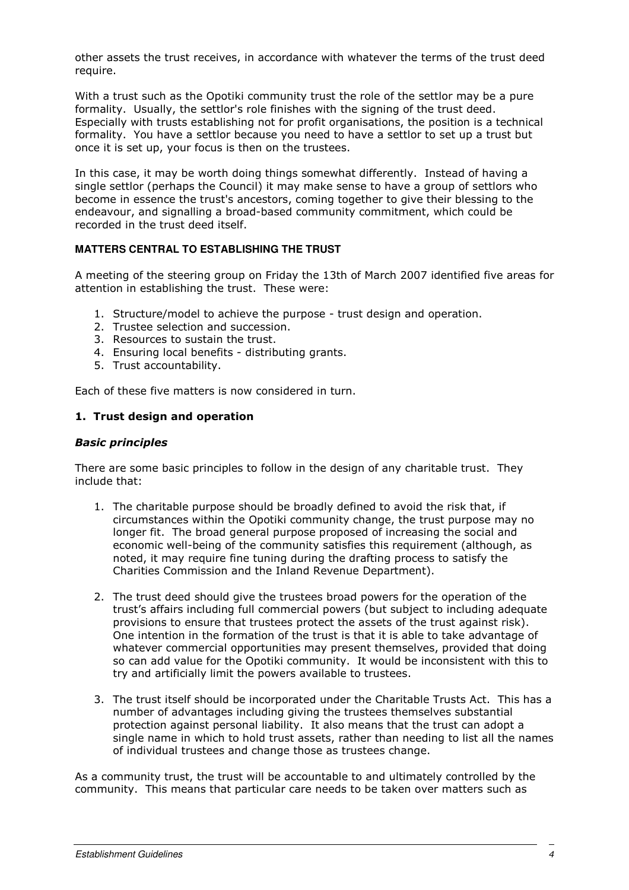other assets the trust receives, in accordance with whatever the terms of the trust deed require.

With a trust such as the Opotiki community trust the role of the settlor may be a pure formality. Usually, the settlor's role finishes with the signing of the trust deed. Especially with trusts establishing not for profit organisations, the position is a technical formality. You have a settlor because you need to have a settlor to set up a trust but once it is set up, your focus is then on the trustees.

In this case, it may be worth doing things somewhat differently. Instead of having a single settlor (perhaps the Council) it may make sense to have a group of settlors who become in essence the trust's ancestors, coming together to give their blessing to the endeavour, and signalling a broad-based community commitment, which could be recorded in the trust deed itself.

## MATTERS CENTRAL TO ESTABLISHING THE TRUST

A meeting of the steering group on Friday the 13th of March 2007 identified five areas for attention in establishing the trust. These were:

1. Structure/model to achieve the purpose - trust design and operation.
2. Trustee selection and succession.
3. Resources to sustain the trust.
4. Ensuring local benefits - distributing grants.
5. Trust accountability.

Each of these five matters is now considered in turn.

### 1. Trust design and operation

#### *Basic principles*

There are some basic principles to follow in the design of any charitable trust. They include that:

1. The charitable purpose should be broadly defined to avoid the risk that, if circumstances within the Opotiki community change, the trust purpose may no longer fit. The broad general purpose proposed of increasing the social and economic well-being of the community satisfies this requirement (although, as noted, it may require fine tuning during the drafting process to satisfy the Charities Commission and the Inland Revenue Department).

2. The trust deed should give the trustees broad powers for the operation of the trust's affairs including full commercial powers (but subject to including adequate provisions to ensure that trustees protect the assets of the trust against risk). One intention in the formation of the trust is that it is able to take advantage of whatever commercial opportunities may present themselves, provided that doing so can add value for the Opotiki community. It would be inconsistent with this to try and artificially limit the powers available to trustees.

3. The trust itself should be incorporated under the Charitable Trusts Act. This has a number of advantages including giving the trustees themselves substantial protection against personal liability. It also means that the trust can adopt a single name in which to hold trust assets, rather than needing to list all the names of individual trustees and change those as trustees change.

As a community trust, the trust will be accountable to and ultimately controlled by the community. This means that particular care needs to be taken over matters such as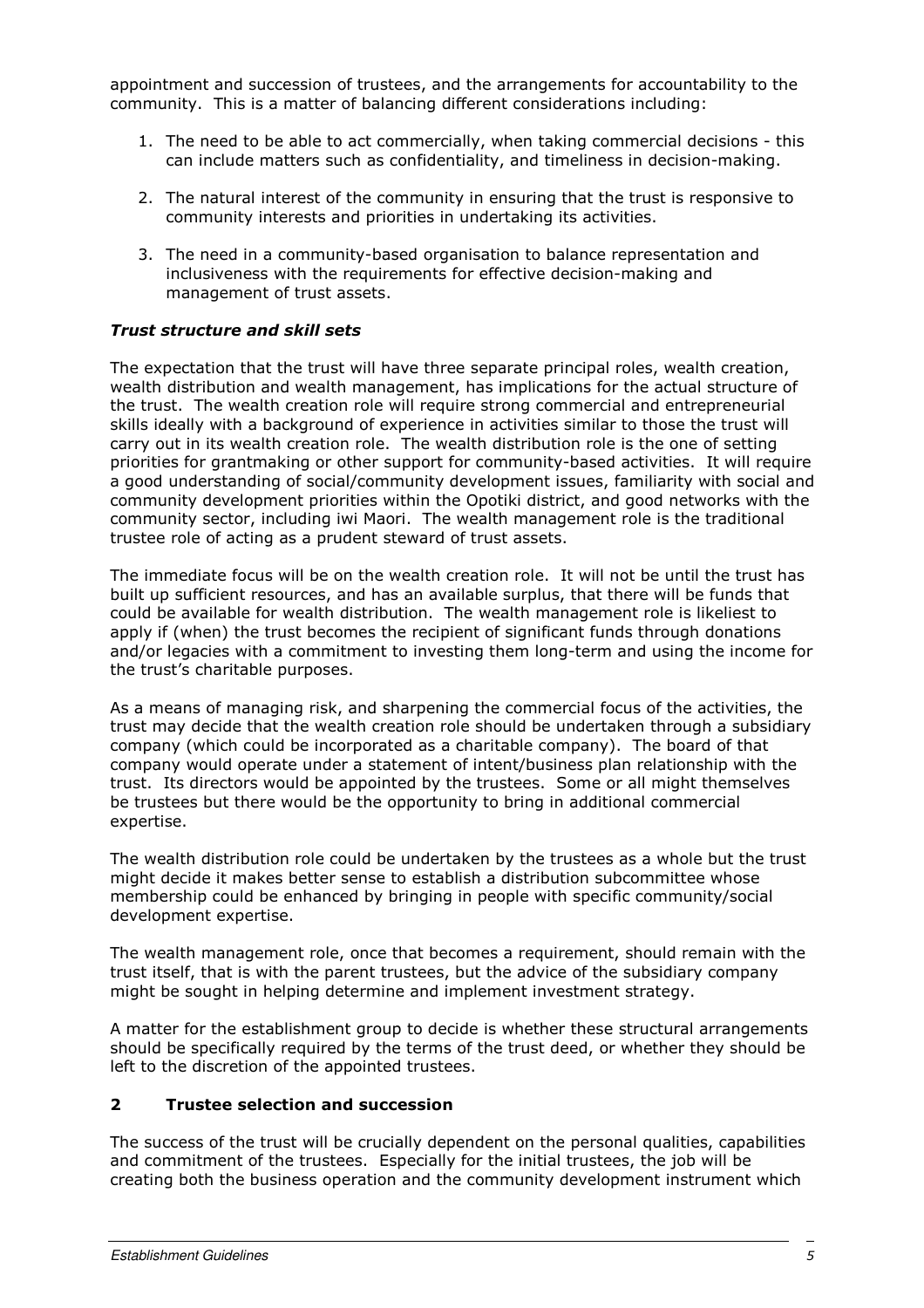appointment and succession of trustees, and the arrangements for accountability to the community. This is a matter of balancing different considerations including:

1. The need to be able to act commercially, when taking commercial decisions - this can include matters such as confidentiality, and timeliness in decision-making.
2. The natural interest of the community in ensuring that the trust is responsive to community interests and priorities in undertaking its activities.
3. The need in a community-based organisation to balance representation and inclusiveness with the requirements for effective decision-making and management of trust assets.

### *Trust structure and skill sets*

The expectation that the trust will have three separate principal roles, wealth creation, wealth distribution and wealth management, has implications for the actual structure of the trust. The wealth creation role will require strong commercial and entrepreneurial skills ideally with a background of experience in activities similar to those the trust will carry out in its wealth creation role. The wealth distribution role is the one of setting priorities for grantmaking or other support for community-based activities. It will require a good understanding of social/community development issues, familiarity with social and community development priorities within the Opotiki district, and good networks with the community sector, including iwi Maori. The wealth management role is the traditional trustee role of acting as a prudent steward of trust assets.

The immediate focus will be on the wealth creation role. It will not be until the trust has built up sufficient resources, and has an available surplus, that there will be funds that could be available for wealth distribution. The wealth management role is likeliest to apply if (when) the trust becomes the recipient of significant funds through donations and/or legacies with a commitment to investing them long-term and using the income for the trust's charitable purposes.

As a means of managing risk, and sharpening the commercial focus of the activities, the trust may decide that the wealth creation role should be undertaken through a subsidiary company (which could be incorporated as a charitable company). The board of that company would operate under a statement of intent/business plan relationship with the trust. Its directors would be appointed by the trustees. Some or all might themselves be trustees but there would be the opportunity to bring in additional commercial expertise.

The wealth distribution role could be undertaken by the trustees as a whole but the trust might decide it makes better sense to establish a distribution subcommittee whose membership could be enhanced by bringing in people with specific community/social development expertise.

The wealth management role, once that becomes a requirement, should remain with the trust itself, that is with the parent trustees, but the advice of the subsidiary company might be sought in helping determine and implement investment strategy.

A matter for the establishment group to decide is whether these structural arrangements should be specifically required by the terms of the trust deed, or whether they should be left to the discretion of the appointed trustees.

## 2 Trustee selection and succession

The success of the trust will be crucially dependent on the personal qualities, capabilities and commitment of the trustees. Especially for the initial trustees, the job will be creating both the business operation and the community development instrument which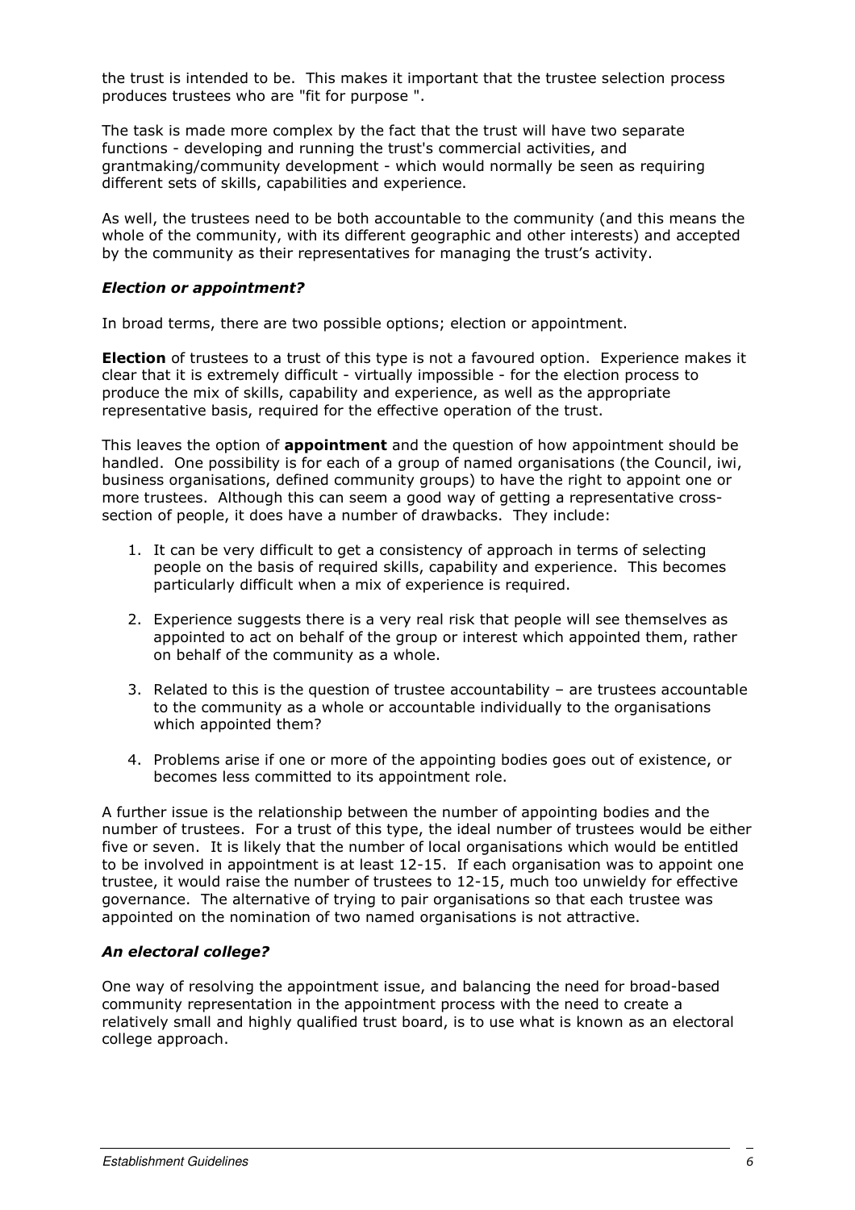the trust is intended to be. This makes it important that the trustee selection process produces trustees who are "fit for purpose ".

The task is made more complex by the fact that the trust will have two separate functions - developing and running the trust's commercial activities, and grantmaking/community development - which would normally be seen as requiring different sets of skills, capabilities and experience.

As well, the trustees need to be both accountable to the community (and this means the whole of the community, with its different geographic and other interests) and accepted by the community as their representatives for managing the trust's activity.

### *Election or appointment?*

In broad terms, there are two possible options; election or appointment.

**Election** of trustees to a trust of this type is not a favoured option. Experience makes it clear that it is extremely difficult - virtually impossible - for the election process to produce the mix of skills, capability and experience, as well as the appropriate representative basis, required for the effective operation of the trust.

This leaves the option of **appointment** and the question of how appointment should be handled. One possibility is for each of a group of named organisations (the Council, iwi, business organisations, defined community groups) to have the right to appoint one or more trustees. Although this can seem a good way of getting a representative cross-section of people, it does have a number of drawbacks. They include:

1. It can be very difficult to get a consistency of approach in terms of selecting people on the basis of required skills, capability and experience. This becomes particularly difficult when a mix of experience is required.

2. Experience suggests there is a very real risk that people will see themselves as appointed to act on behalf of the group or interest which appointed them, rather on behalf of the community as a whole.

3. Related to this is the question of trustee accountability – are trustees accountable to the community as a whole or accountable individually to the organisations which appointed them?

4. Problems arise if one or more of the appointing bodies goes out of existence, or becomes less committed to its appointment role.

A further issue is the relationship between the number of appointing bodies and the number of trustees. For a trust of this type, the ideal number of trustees would be either five or seven. It is likely that the number of local organisations which would be entitled to be involved in appointment is at least 12-15. If each organisation was to appoint one trustee, it would raise the number of trustees to 12-15, much too unwieldy for effective governance. The alternative of trying to pair organisations so that each trustee was appointed on the nomination of two named organisations is not attractive.

### *An electoral college?*

One way of resolving the appointment issue, and balancing the need for broad-based community representation in the appointment process with the need to create a relatively small and highly qualified trust board, is to use what is known as an electoral college approach.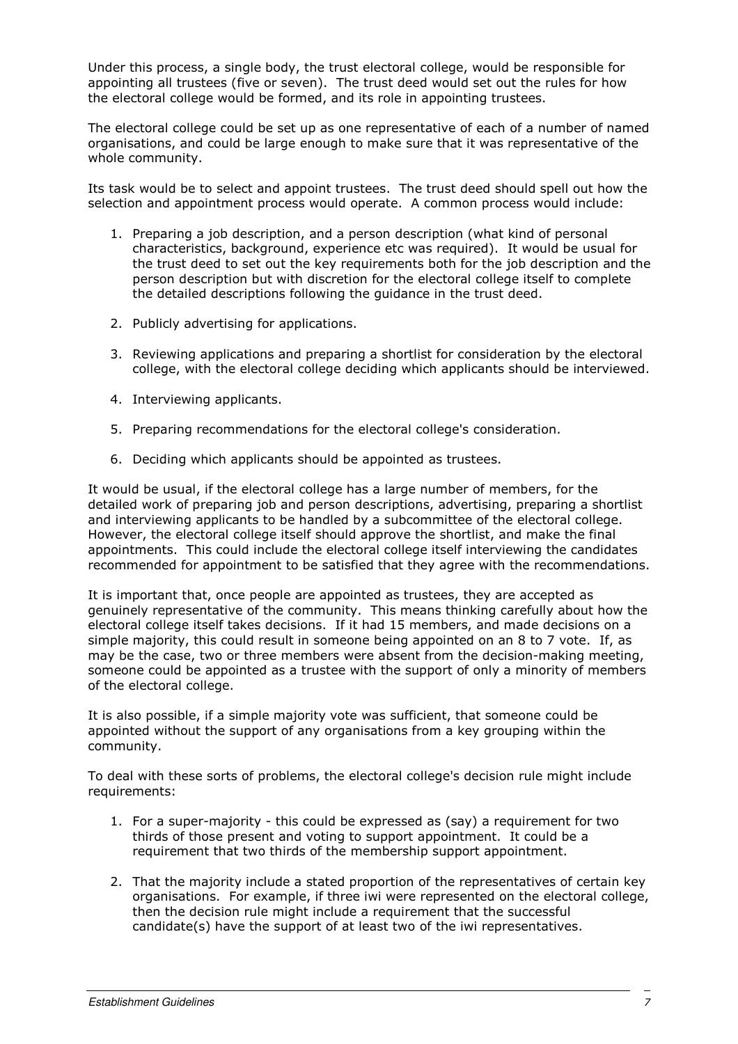Under this process, a single body, the trust electoral college, would be responsible for appointing all trustees (five or seven). The trust deed would set out the rules for how the electoral college would be formed, and its role in appointing trustees.

The electoral college could be set up as one representative of each of a number of named organisations, and could be large enough to make sure that it was representative of the whole community.

Its task would be to select and appoint trustees. The trust deed should spell out how the selection and appointment process would operate. A common process would include:

1. Preparing a job description, and a person description (what kind of personal characteristics, background, experience etc was required). It would be usual for the trust deed to set out the key requirements both for the job description and the person description but with discretion for the electoral college itself to complete the detailed descriptions following the guidance in the trust deed.

2. Publicly advertising for applications.

3. Reviewing applications and preparing a shortlist for consideration by the electoral college, with the electoral college deciding which applicants should be interviewed.

4. Interviewing applicants.

5. Preparing recommendations for the electoral college's consideration.

6. Deciding which applicants should be appointed as trustees.

It would be usual, if the electoral college has a large number of members, for the detailed work of preparing job and person descriptions, advertising, preparing a shortlist and interviewing applicants to be handled by a subcommittee of the electoral college. However, the electoral college itself should approve the shortlist, and make the final appointments. This could include the electoral college itself interviewing the candidates recommended for appointment to be satisfied that they agree with the recommendations.

It is important that, once people are appointed as trustees, they are accepted as genuinely representative of the community. This means thinking carefully about how the electoral college itself takes decisions. If it had 15 members, and made decisions on a simple majority, this could result in someone being appointed on an 8 to 7 vote. If, as may be the case, two or three members were absent from the decision-making meeting, someone could be appointed as a trustee with the support of only a minority of members of the electoral college.

It is also possible, if a simple majority vote was sufficient, that someone could be appointed without the support of any organisations from a key grouping within the community.

To deal with these sorts of problems, the electoral college's decision rule might include requirements:

1. For a super-majority - this could be expressed as (say) a requirement for two thirds of those present and voting to support appointment. It could be a requirement that two thirds of the membership support appointment.

2. That the majority include a stated proportion of the representatives of certain key organisations. For example, if three iwi were represented on the electoral college, then the decision rule might include a requirement that the successful candidate(s) have the support of at least two of the iwi representatives.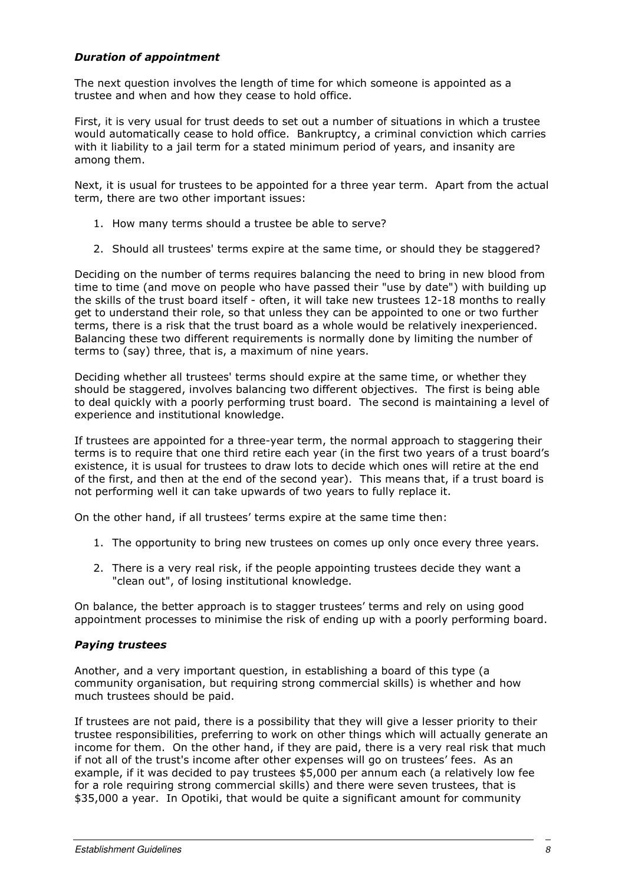### *Duration of appointment*

The next question involves the length of time for which someone is appointed as a trustee and when and how they cease to hold office.

First, it is very usual for trust deeds to set out a number of situations in which a trustee would automatically cease to hold office. Bankruptcy, a criminal conviction which carries with it liability to a jail term for a stated minimum period of years, and insanity are among them.

Next, it is usual for trustees to be appointed for a three year term. Apart from the actual term, there are two other important issues:

1. How many terms should a trustee be able to serve?
2. Should all trustees' terms expire at the same time, or should they be staggered?

Deciding on the number of terms requires balancing the need to bring in new blood from time to time (and move on people who have passed their "use by date") with building up the skills of the trust board itself - often, it will take new trustees 12-18 months to really get to understand their role, so that unless they can be appointed to one or two further terms, there is a risk that the trust board as a whole would be relatively inexperienced. Balancing these two different requirements is normally done by limiting the number of terms to (say) three, that is, a maximum of nine years.

Deciding whether all trustees' terms should expire at the same time, or whether they should be staggered, involves balancing two different objectives. The first is being able to deal quickly with a poorly performing trust board. The second is maintaining a level of experience and institutional knowledge.

If trustees are appointed for a three-year term, the normal approach to staggering their terms is to require that one third retire each year (in the first two years of a trust board's existence, it is usual for trustees to draw lots to decide which ones will retire at the end of the first, and then at the end of the second year). This means that, if a trust board is not performing well it can take upwards of two years to fully replace it.

On the other hand, if all trustees' terms expire at the same time then:

1. The opportunity to bring new trustees on comes up only once every three years.
2. There is a very real risk, if the people appointing trustees decide they want a "clean out", of losing institutional knowledge.

On balance, the better approach is to stagger trustees' terms and rely on using good appointment processes to minimise the risk of ending up with a poorly performing board.

### *Paying trustees*

Another, and a very important question, in establishing a board of this type (a community organisation, but requiring strong commercial skills) is whether and how much trustees should be paid.

If trustees are not paid, there is a possibility that they will give a lesser priority to their trustee responsibilities, preferring to work on other things which will actually generate an income for them. On the other hand, if they are paid, there is a very real risk that much if not all of the trust's income after other expenses will go on trustees' fees. As an example, if it was decided to pay trustees $5,000 per annum each (a relatively low fee for a role requiring strong commercial skills) and there were seven trustees, that is $35,000 a year. In Opotiki, that would be quite a significant amount for community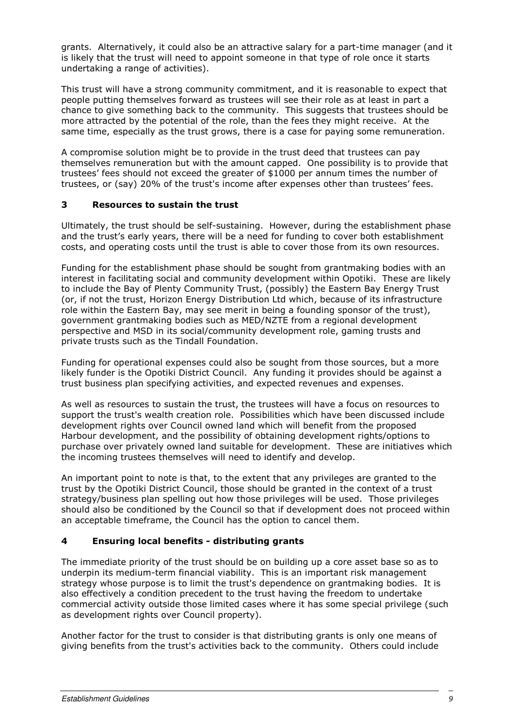grants. Alternatively, it could also be an attractive salary for a part-time manager (and it is likely that the trust will need to appoint someone in that type of role once it starts undertaking a range of activities).

This trust will have a strong community commitment, and it is reasonable to expect that people putting themselves forward as trustees will see their role as at least in part a chance to give something back to the community. This suggests that trustees should be more attracted by the potential of the role, than the fees they might receive. At the same time, especially as the trust grows, there is a case for paying some remuneration.

A compromise solution might be to provide in the trust deed that trustees can pay themselves remuneration but with the amount capped. One possibility is to provide that trustees' fees should not exceed the greater of $1000 per annum times the number of trustees, or (say) 20% of the trust's income after expenses other than trustees' fees.

## 3 Resources to sustain the trust

Ultimately, the trust should be self-sustaining. However, during the establishment phase and the trust's early years, there will be a need for funding to cover both establishment costs, and operating costs until the trust is able to cover those from its own resources.

Funding for the establishment phase should be sought from grantmaking bodies with an interest in facilitating social and community development within Opotiki. These are likely to include the Bay of Plenty Community Trust, (possibly) the Eastern Bay Energy Trust (or, if not the trust, Horizon Energy Distribution Ltd which, because of its infrastructure role within the Eastern Bay, may see merit in being a founding sponsor of the trust), government grantmaking bodies such as MED/NZTE from a regional development perspective and MSD in its social/community development role, gaming trusts and private trusts such as the Tindall Foundation.

Funding for operational expenses could also be sought from those sources, but a more likely funder is the Opotiki District Council. Any funding it provides should be against a trust business plan specifying activities, and expected revenues and expenses.

As well as resources to sustain the trust, the trustees will have a focus on resources to support the trust's wealth creation role. Possibilities which have been discussed include development rights over Council owned land which will benefit from the proposed Harbour development, and the possibility of obtaining development rights/options to purchase over privately owned land suitable for development. These are initiatives which the incoming trustees themselves will need to identify and develop.

An important point to note is that, to the extent that any privileges are granted to the trust by the Opotiki District Council, those should be granted in the context of a trust strategy/business plan spelling out how those privileges will be used. Those privileges should also be conditioned by the Council so that if development does not proceed within an acceptable timeframe, the Council has the option to cancel them.

## 4 Ensuring local benefits - distributing grants

The immediate priority of the trust should be on building up a core asset base so as to underpin its medium-term financial viability. This is an important risk management strategy whose purpose is to limit the trust's dependence on grantmaking bodies. It is also effectively a condition precedent to the trust having the freedom to undertake commercial activity outside those limited cases where it has some special privilege (such as development rights over Council property).

Another factor for the trust to consider is that distributing grants is only one means of giving benefits from the trust's activities back to the community. Others could include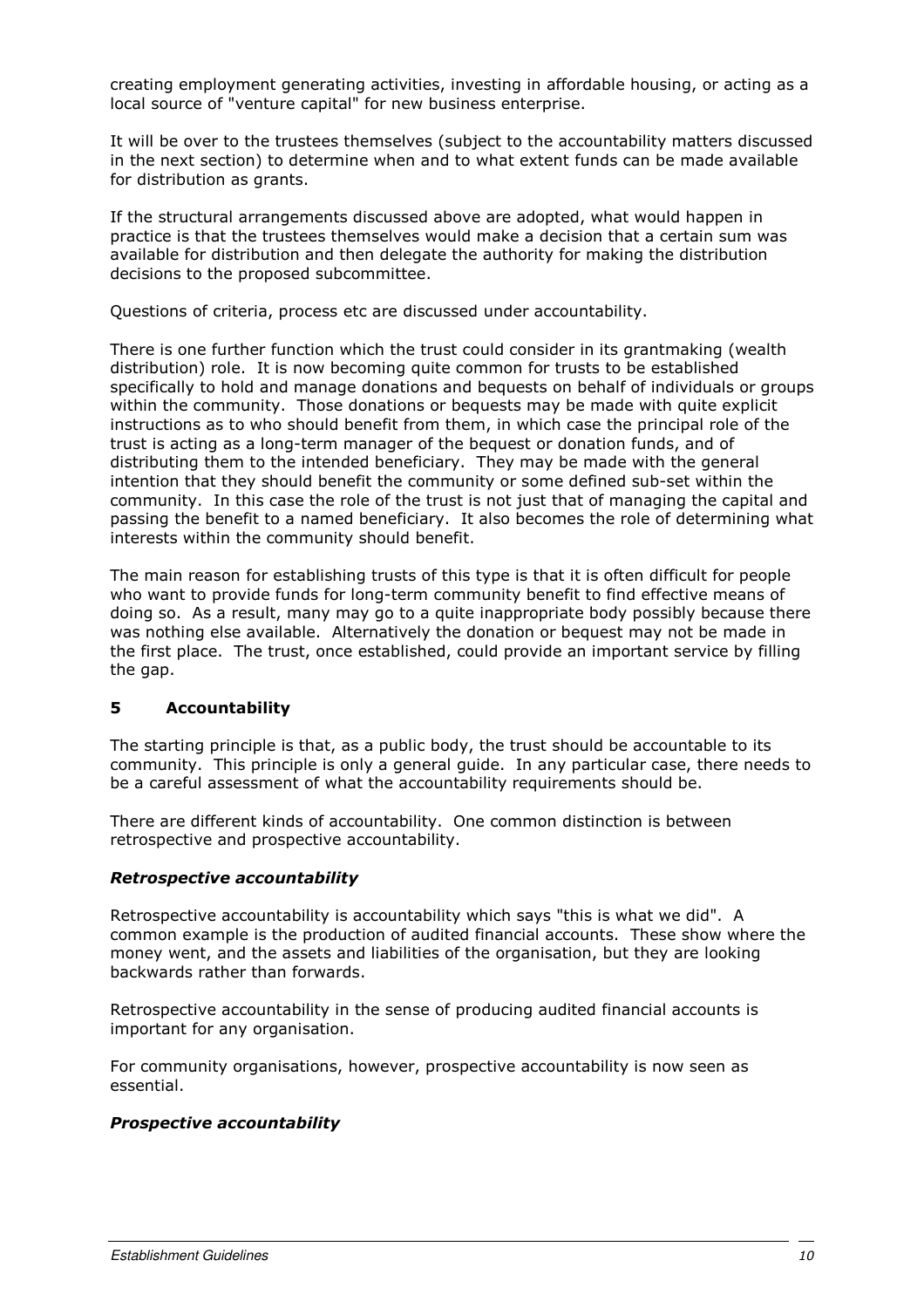creating employment generating activities, investing in affordable housing, or acting as a local source of "venture capital" for new business enterprise.

It will be over to the trustees themselves (subject to the accountability matters discussed in the next section) to determine when and to what extent funds can be made available for distribution as grants.

If the structural arrangements discussed above are adopted, what would happen in practice is that the trustees themselves would make a decision that a certain sum was available for distribution and then delegate the authority for making the distribution decisions to the proposed subcommittee.

Questions of criteria, process etc are discussed under accountability.

There is one further function which the trust could consider in its grantmaking (wealth distribution) role. It is now becoming quite common for trusts to be established specifically to hold and manage donations and bequests on behalf of individuals or groups within the community. Those donations or bequests may be made with quite explicit instructions as to who should benefit from them, in which case the principal role of the trust is acting as a long-term manager of the bequest or donation funds, and of distributing them to the intended beneficiary. They may be made with the general intention that they should benefit the community or some defined sub-set within the community. In this case the role of the trust is not just that of managing the capital and passing the benefit to a named beneficiary. It also becomes the role of determining what interests within the community should benefit.

The main reason for establishing trusts of this type is that it is often difficult for people who want to provide funds for long-term community benefit to find effective means of doing so. As a result, many may go to a quite inappropriate body possibly because there was nothing else available. Alternatively the donation or bequest may not be made in the first place. The trust, once established, could provide an important service by filling the gap.

## 5 Accountability

The starting principle is that, as a public body, the trust should be accountable to its community. This principle is only a general guide. In any particular case, there needs to be a careful assessment of what the accountability requirements should be.

There are different kinds of accountability. One common distinction is between retrospective and prospective accountability.

### *Retrospective accountability*

Retrospective accountability is accountability which says "this is what we did". A common example is the production of audited financial accounts. These show where the money went, and the assets and liabilities of the organisation, but they are looking backwards rather than forwards.

Retrospective accountability in the sense of producing audited financial accounts is important for any organisation.

For community organisations, however, prospective accountability is now seen as essential.

### *Prospective accountability*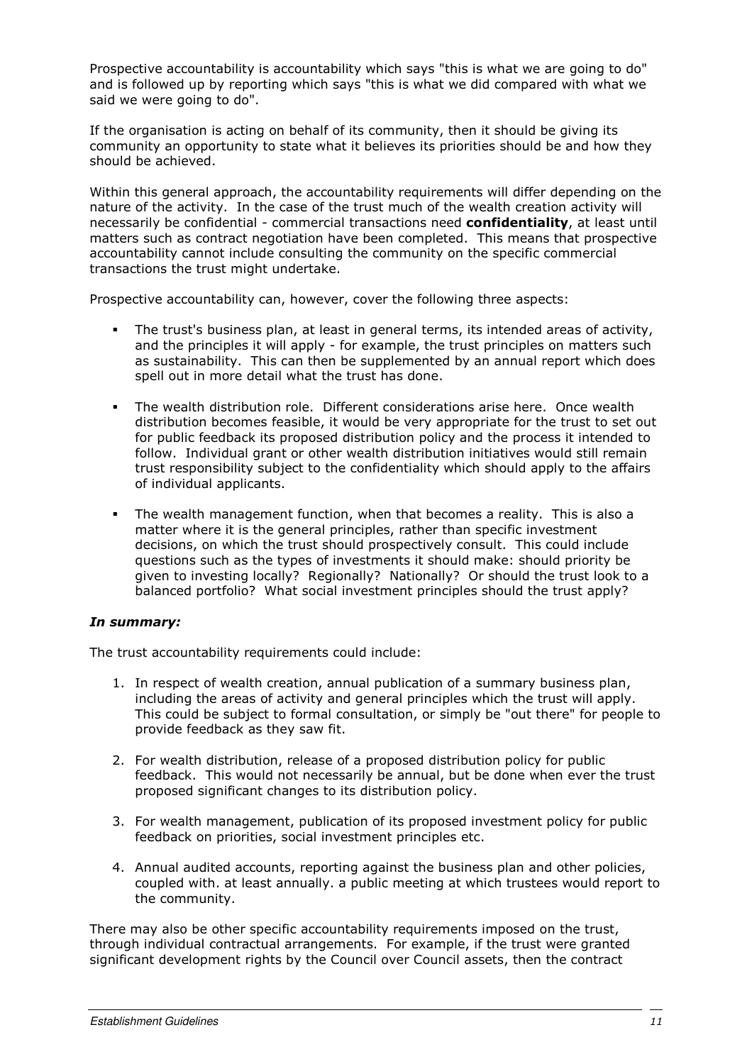Prospective accountability is accountability which says "this is what we are going to do" and is followed up by reporting which says "this is what we did compared with what we said we were going to do".

If the organisation is acting on behalf of its community, then it should be giving its community an opportunity to state what it believes its priorities should be and how they should be achieved.

Within this general approach, the accountability requirements will differ depending on the nature of the activity. In the case of the trust much of the wealth creation activity will necessarily be confidential - commercial transactions need **confidentiality**, at least until matters such as contract negotiation have been completed. This means that prospective accountability cannot include consulting the community on the specific commercial transactions the trust might undertake.

Prospective accountability can, however, cover the following three aspects:

- The trust's business plan, at least in general terms, its intended areas of activity, and the principles it will apply - for example, the trust principles on matters such as sustainability. This can then be supplemented by an annual report which does spell out in more detail what the trust has done.

- The wealth distribution role. Different considerations arise here. Once wealth distribution becomes feasible, it would be very appropriate for the trust to set out for public feedback its proposed distribution policy and the process it intended to follow. Individual grant or other wealth distribution initiatives would still remain trust responsibility subject to the confidentiality which should apply to the affairs of individual applicants.

- The wealth management function, when that becomes a reality. This is also a matter where it is the general principles, rather than specific investment decisions, on which the trust should prospectively consult. This could include questions such as the types of investments it should make: should priority be given to investing locally? Regionally? Nationally? Or should the trust look to a balanced portfolio? What social investment principles should the trust apply?

### *In summary:*

The trust accountability requirements could include:

1. In respect of wealth creation, annual publication of a summary business plan, including the areas of activity and general principles which the trust will apply. This could be subject to formal consultation, or simply be "out there" for people to provide feedback as they saw fit.

2. For wealth distribution, release of a proposed distribution policy for public feedback. This would not necessarily be annual, but be done when ever the trust proposed significant changes to its distribution policy.

3. For wealth management, publication of its proposed investment policy for public feedback on priorities, social investment principles etc.

4. Annual audited accounts, reporting against the business plan and other policies, coupled with. at least annually. a public meeting at which trustees would report to the community.

There may also be other specific accountability requirements imposed on the trust, through individual contractual arrangements. For example, if the trust were granted significant development rights by the Council over Council assets, then the contract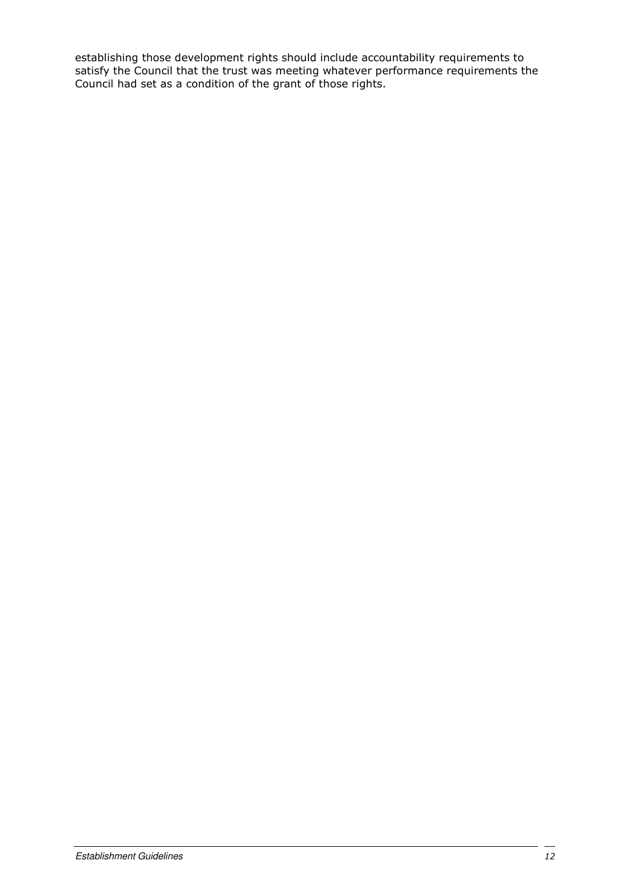establishing those development rights should include accountability requirements to satisfy the Council that the trust was meeting whatever performance requirements the Council had set as a condition of the grant of those rights.